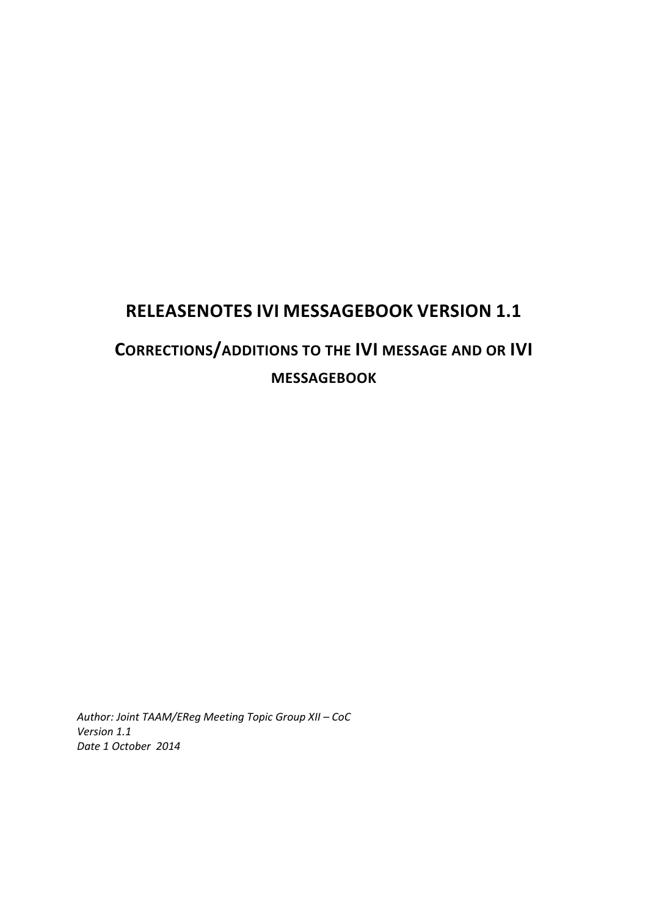# RELEASENOTES IVI MESSAGEBOOK VERSION 1.1

## CORRECTIONS/ADDITIONS TO THE IVI MESSAGE AND OR IVI MESSAGEBOOK

*Author: Joint TAAM/EReg Meeting Topic Group XII – CoC*
*Version 1.1*
*Date 1 October 2014*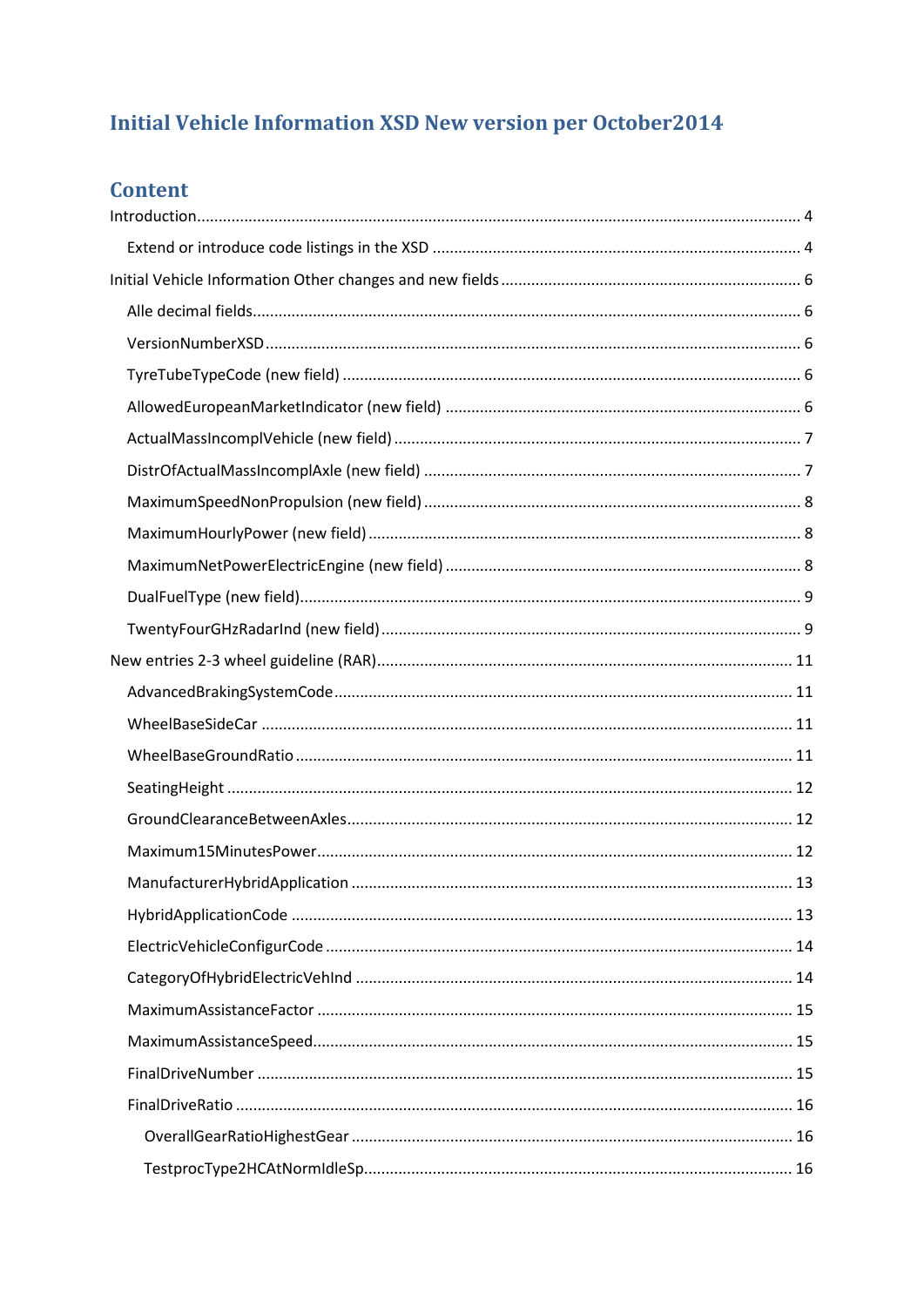## Initial Vehicle Information XSD New version per October2014

## Content

Introduction ........ 4

- Extend or introduce code listings in the XSD ........ 4

Initial Vehicle Information Other changes and new fields ........ 6

- Alle decimal fields ........ 6
- VersionNumberXSD ........ 6
- TyreTubeTypeCode (new field) ........ 6
- AllowedEuropeanMarketIndicator (new field) ........ 6
- ActualMassIncomplVehicle (new field) ........ 7
- DistrOfActualMassIncomplAxle (new field) ........ 7
- MaximumSpeedNonPropulsion (new field) ........ 8
- MaximumHourlyPower (new field) ........ 8
- MaximumNetPowerElectricEngine (new field) ........ 8
- DualFuelType (new field) ........ 9
- TwentyFourGHzRadarInd (new field) ........ 9

New entries 2-3 wheel guideline (RAR) ........ 11

- AdvancedBrakingSystemCode ........ 11
- WheelBaseSideCar ........ 11
- WheelBaseGroundRatio ........ 11
- SeatingHeight ........ 12
- GroundClearanceBetweenAxles ........ 12
- Maximum15MinutesPower ........ 12
- ManufacturerHybridApplication ........ 13
- HybridApplicationCode ........ 13
- ElectricVehicleConfigurCode ........ 14
- CategoryOfHybridElectricVehInd ........ 14
- MaximumAssistanceFactor ........ 15
- MaximumAssistanceSpeed ........ 15
- FinalDriveNumber ........ 15
- FinalDriveRatio ........ 16
  - OverallGearRatioHighestGear ........ 16
  - TestprocType2HCAtNormIdleSp ........ 16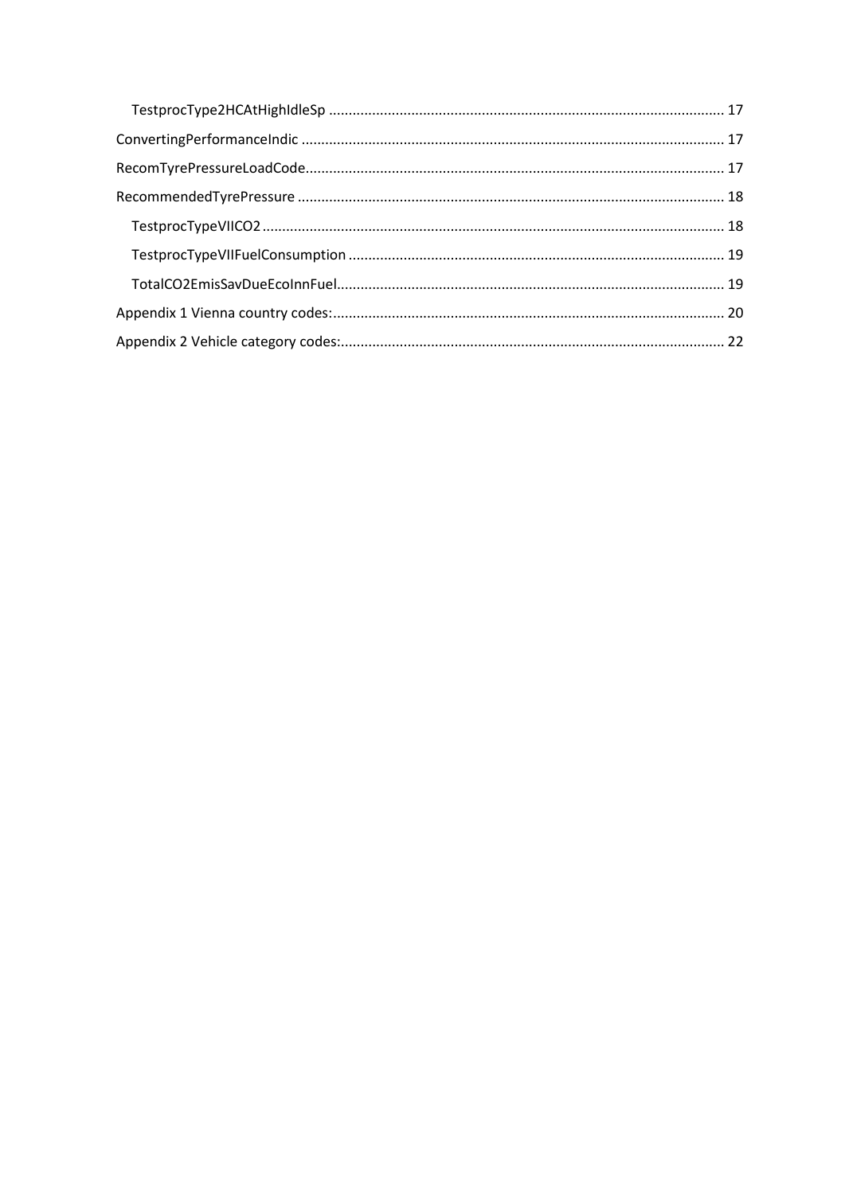- TestprocType2HCAtHighIdleSp .................................................................................................... 17
- ConvertingPerformanceIndic ........................................................................................................... 17
- RecomTyrePressureLoadCode.......................................................................................................... 17
- RecommendedTyrePressure ............................................................................................................ 18
  - TestprocTypeVIICO2 ..................................................................................................................... 18
  - TestprocTypeVIIFuelConsumption ............................................................................................... 19
  - TotalCO2EmisSavDueEcoInnFuel................................................................................................... 19
- Appendix 1 Vienna country codes:.................................................................................................... 20
- Appendix 2 Vehicle category codes:.................................................................................................. 22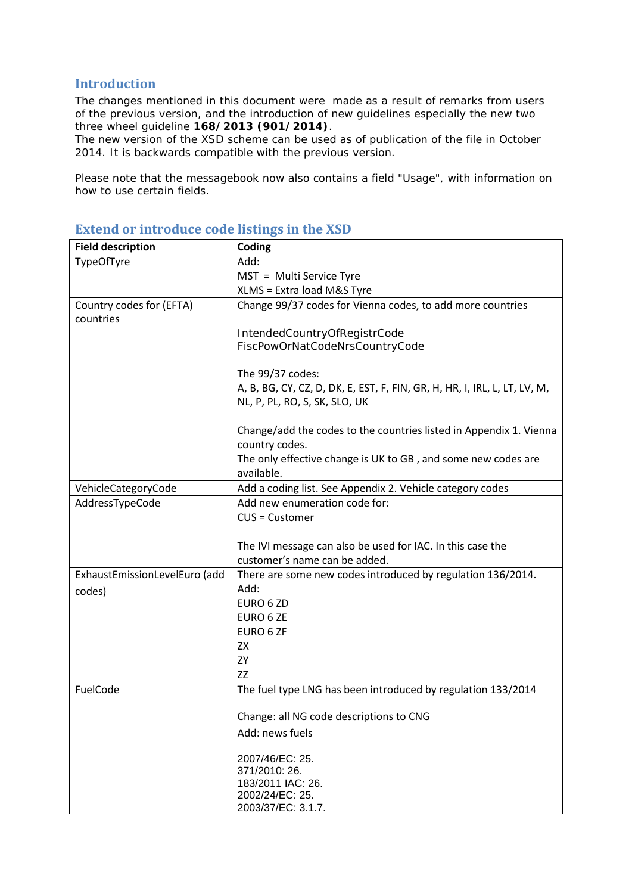## Introduction

The changes mentioned in this document were made as a result of remarks from users of the previous version, and the introduction of new guidelines especially the new two three wheel guideline **168/2013 (901/2014)**.
The new version of the XSD scheme can be used as of publication of the file in October 2014. It is backwards compatible with the previous version.

Please note that the messagebook now also contains a field "Usage", with information on how to use certain fields.

## Extend or introduce code listings in the XSD

| Field description | Coding |
|---|---|
| TypeOfTyre | Add:<br>MST = Multi Service Tyre<br>XLMS = Extra load M&S Tyre |
| Country codes for (EFTA) countries | Change 99/37 codes for Vienna codes, to add more countries<br><br>IntendedCountryOfRegistrCode<br>FiscPowOrNatCodeNrsCountryCode<br><br>The 99/37 codes:<br>A, B, BG, CY, CZ, D, DK, E, EST, F, FIN, GR, H, HR, I, IRL, L, LT, LV, M, NL, P, PL, RO, S, SK, SLO, UK<br><br>Change/add the codes to the countries listed in Appendix 1. Vienna country codes.<br>The only effective change is UK to GB , and some new codes are available. |
| VehicleCategoryCode | Add a coding list. See Appendix 2. Vehicle category codes |
| AddressTypeCode | Add new enumeration code for:<br>CUS = Customer<br><br>The IVI message can also be used for IAC. In this case the customer's name can be added. |
| ExhaustEmissionLevelEuro (add codes) | There are some new codes introduced by regulation 136/2014.<br>Add:<br>EURO 6 ZD<br>EURO 6 ZE<br>EURO 6 ZF<br>ZX<br>ZY<br>ZZ |
| FuelCode | The fuel type LNG has been introduced by regulation 133/2014<br><br>Change: all NG code descriptions to CNG<br>Add: news fuels<br><br>2007/46/EC: 25.<br>371/2010: 26.<br>183/2011 IAC: 26.<br>2002/24/EC: 25.<br>2003/37/EC: 3.1.7. |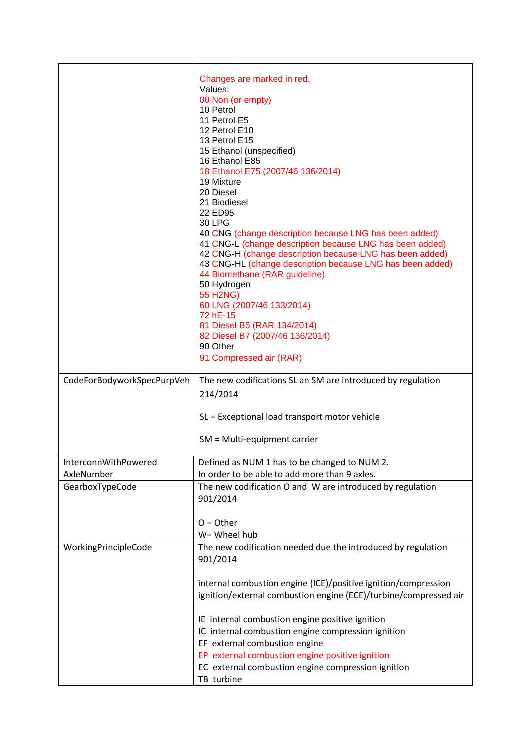| | |
|---|---|
| | Changes are marked in red.<br>Values:<br>~~00 Non (or empty)~~<br>10 Petrol<br>11 Petrol E5<br>12 Petrol E10<br>13 Petrol E15<br>15 Ethanol (unspecified)<br>16 Ethanol E85<br>18 Ethanol E75 (2007/46 136/2014)<br>19 Mixture<br>20 Diesel<br>21 Biodiesel<br>22 ED95<br>30 LPG<br>40 CNG (change description because LNG has been added)<br>41 CNG-L (change description because LNG has been added)<br>42 CNG-H (change description because LNG has been added)<br>43 CNG-HL (change description because LNG has been added)<br>44 Biomethane (RAR guideline)<br>50 Hydrogen<br>55 H2NG)<br>60 LNG (2007/46 133/2014)<br>72 hE-15<br>81 Diesel B5 (RAR 134/2014)<br>82 Diesel B7 (2007/46 136/2014)<br>90 Other<br>91 Compressed air (RAR) |
| CodeForBodyworkSpecPurpVeh | The new codifications SL an SM are introduced by regulation 214/2014<br><br>SL = Exceptional load transport motor vehicle<br><br>SM = Multi-equipment carrier |
| InterconnWithPowered AxleNumber | Defined as NUM 1 has to be changed to NUM 2.<br>In order to be able to add more than 9 axles. |
| GearboxTypeCode | The new codification O and W are introduced by regulation 901/2014<br><br>O = Other<br>W= Wheel hub |
| WorkingPrincipleCode | The new codification needed due the introduced by regulation 901/2014<br><br>internal combustion engine (ICE)/positive ignition/compression ignition/external combustion engine (ECE)/turbine/compressed air<br><br>IE internal combustion engine positive ignition<br>IC internal combustion engine compression ignition<br>EF external combustion engine<br>EP external combustion engine positive ignition<br>EC external combustion engine compression ignition<br>TB turbine |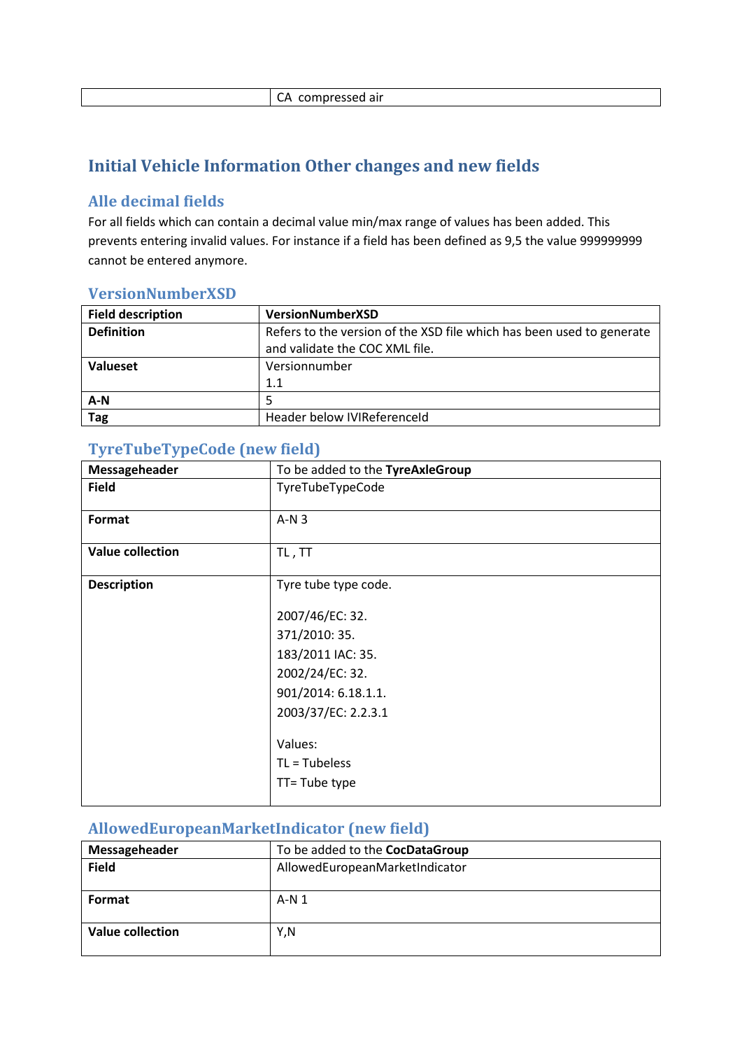| | CA compressed air |
|---|---|

## Initial Vehicle Information Other changes and new fields

### Alle decimal fields

For all fields which can contain a decimal value min/max range of values has been added. This prevents entering invalid values. For instance if a field has been defined as 9,5 the value 999999999 cannot be entered anymore.

### VersionNumberXSD

| **Field description** | **VersionNumberXSD** |
|---|---|
| **Definition** | Refers to the version of the XSD file which has been used to generate and validate the COC XML file. |
| **Valueset** | Versionnumber<br>1.1 |
| **A-N** | 5 |
| **Tag** | Header below IVIReferenceId |

### TyreTubeTypeCode (new field)

| **Messageheader** | To be added to the **TyreAxleGroup** |
|---|---|
| **Field** | TyreTubeTypeCode |
| **Format** | A-N 3 |
| **Value collection** | TL , TT |
| **Description** | Tyre tube type code.<br><br>2007/46/EC: 32.<br>371/2010: 35.<br>183/2011 IAC: 35.<br>2002/24/EC: 32.<br>901/2014: 6.18.1.1.<br>2003/37/EC: 2.2.3.1<br><br>Values:<br>TL = Tubeless<br>TT= Tube type |

### AllowedEuropeanMarketIndicator (new field)

| **Messageheader** | To be added to the **CocDataGroup** |
|---|---|
| **Field** | AllowedEuropeanMarketIndicator |
| **Format** | A-N 1 |
| **Value collection** | Y,N |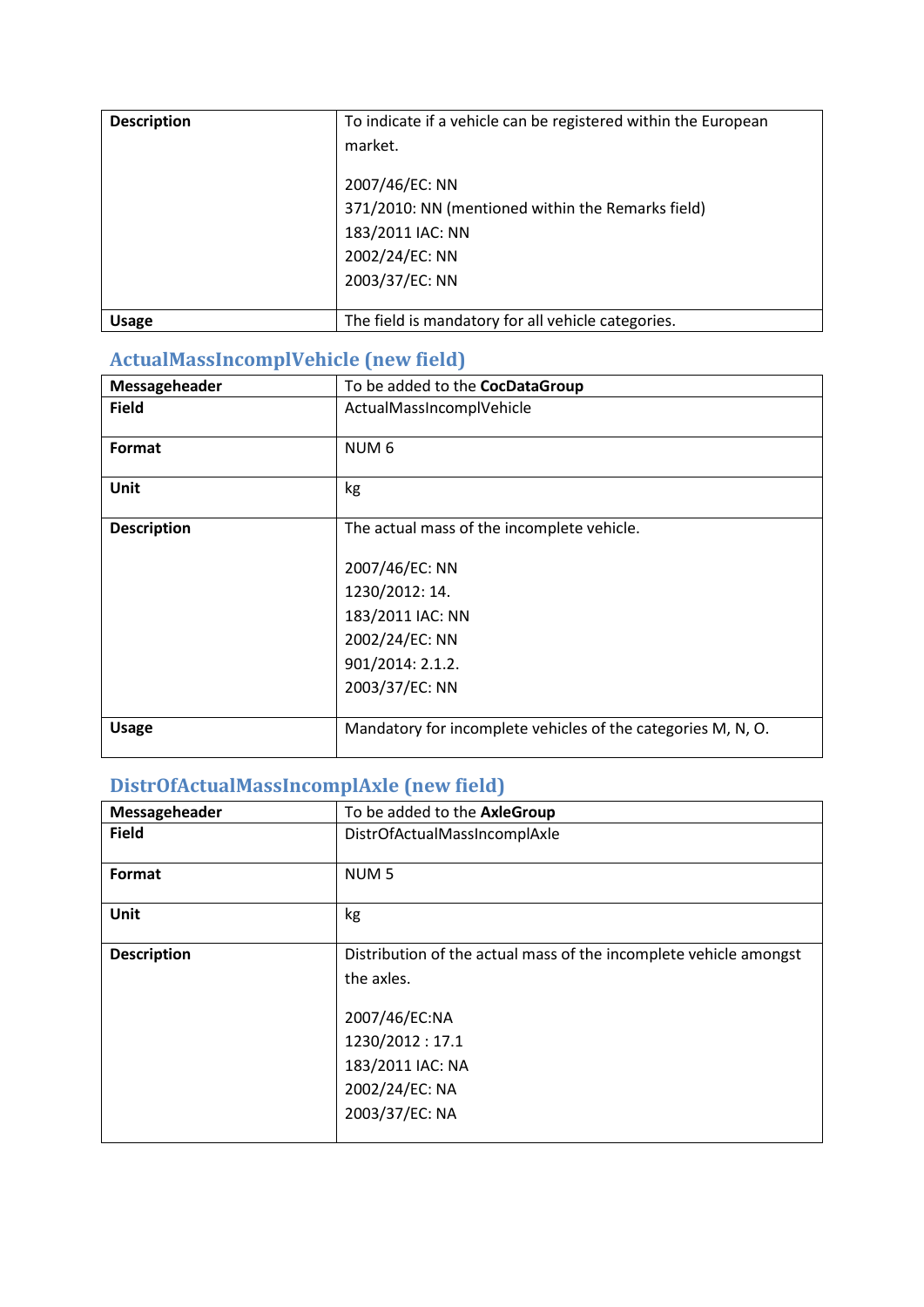| Description | To indicate if a vehicle can be registered within the European market.<br><br>2007/46/EC: NN<br>371/2010: NN (mentioned within the Remarks field)<br>183/2011 IAC: NN<br>2002/24/EC: NN<br>2003/37/EC: NN |
|---|---|
| **Usage** | The field is mandatory for all vehicle categories. |

## ActualMassIncomplVehicle (new field)

| Messageheader | To be added to the **CocDataGroup** |
|---|---|
| **Field** | ActualMassIncomplVehicle |
| **Format** | NUM 6 |
| **Unit** | kg |
| **Description** | The actual mass of the incomplete vehicle.<br><br>2007/46/EC: NN<br>1230/2012: 14.<br>183/2011 IAC: NN<br>2002/24/EC: NN<br>901/2014: 2.1.2.<br>2003/37/EC: NN |
| **Usage** | Mandatory for incomplete vehicles of the categories M, N, O. |

## DistrOfActualMassIncomplAxle (new field)

| Messageheader | To be added to the **AxleGroup** |
|---|---|
| **Field** | DistrOfActualMassIncomplAxle |
| **Format** | NUM 5 |
| **Unit** | kg |
| **Description** | Distribution of the actual mass of the incomplete vehicle amongst the axles.<br><br>2007/46/EC:NA<br>1230/2012 : 17.1<br>183/2011 IAC: NA<br>2002/24/EC: NA<br>2003/37/EC: NA |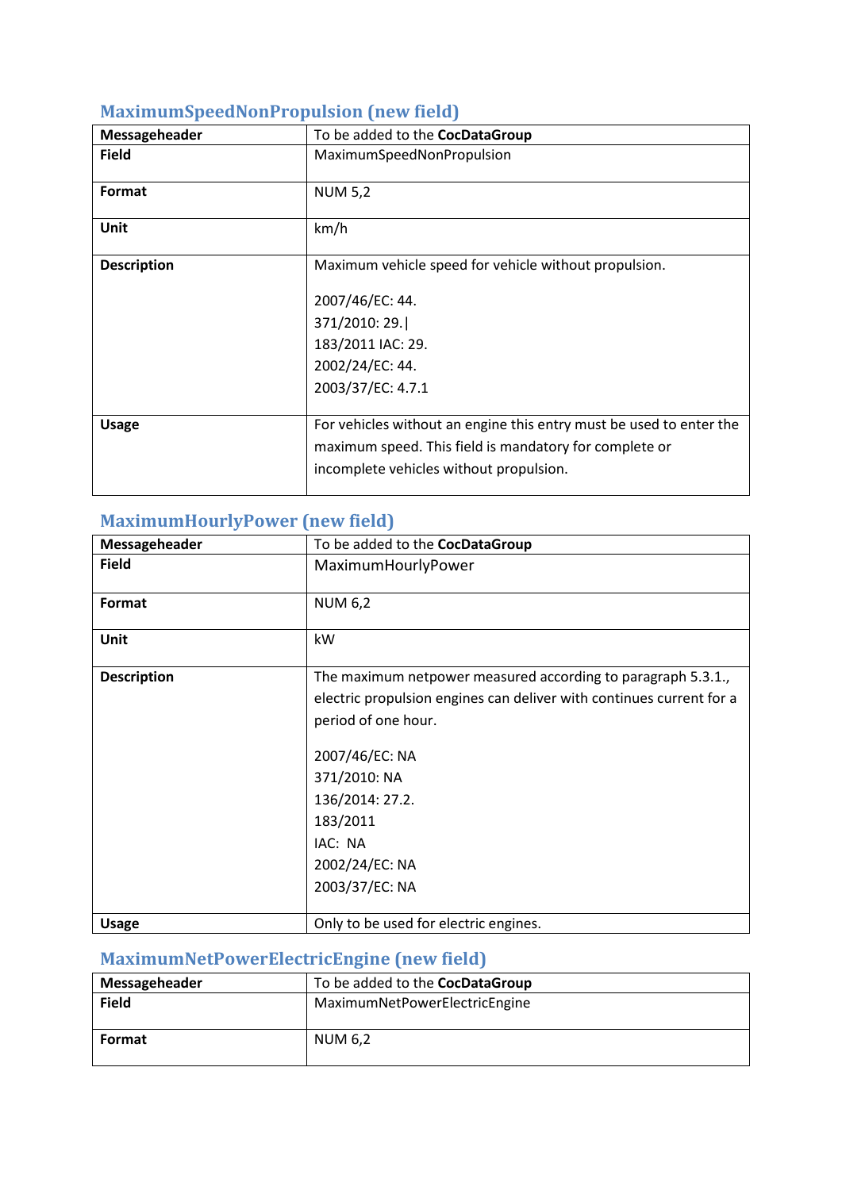### MaximumSpeedNonPropulsion (new field)

| Messageheader | To be added to the **CocDataGroup** |
|---|---|
| **Field** | MaximumSpeedNonPropulsion |
| **Format** | NUM 5,2 |
| **Unit** | km/h |
| **Description** | Maximum vehicle speed for vehicle without propulsion.<br><br>2007/46/EC: 44.<br>371/2010: 29.\|<br>183/2011 IAC: 29.<br>2002/24/EC: 44.<br>2003/37/EC: 4.7.1 |
| **Usage** | For vehicles without an engine this entry must be used to enter the maximum speed. This field is mandatory for complete or incomplete vehicles without propulsion. |

### MaximumHourlyPower (new field)

| Messageheader | To be added to the **CocDataGroup** |
|---|---|
| **Field** | MaximumHourlyPower |
| **Format** | NUM 6,2 |
| **Unit** | kW |
| **Description** | The maximum netpower measured according to paragraph 5.3.1., electric propulsion engines can deliver with continues current for a period of one hour.<br><br>2007/46/EC: NA<br>371/2010: NA<br>136/2014: 27.2.<br>183/2011<br>IAC: NA<br>2002/24/EC: NA<br>2003/37/EC: NA |
| **Usage** | Only to be used for electric engines. |

### MaximumNetPowerElectricEngine (new field)

| Messageheader | To be added to the **CocDataGroup** |
|---|---|
| **Field** | MaximumNetPowerElectricEngine |
| **Format** | NUM 6,2 |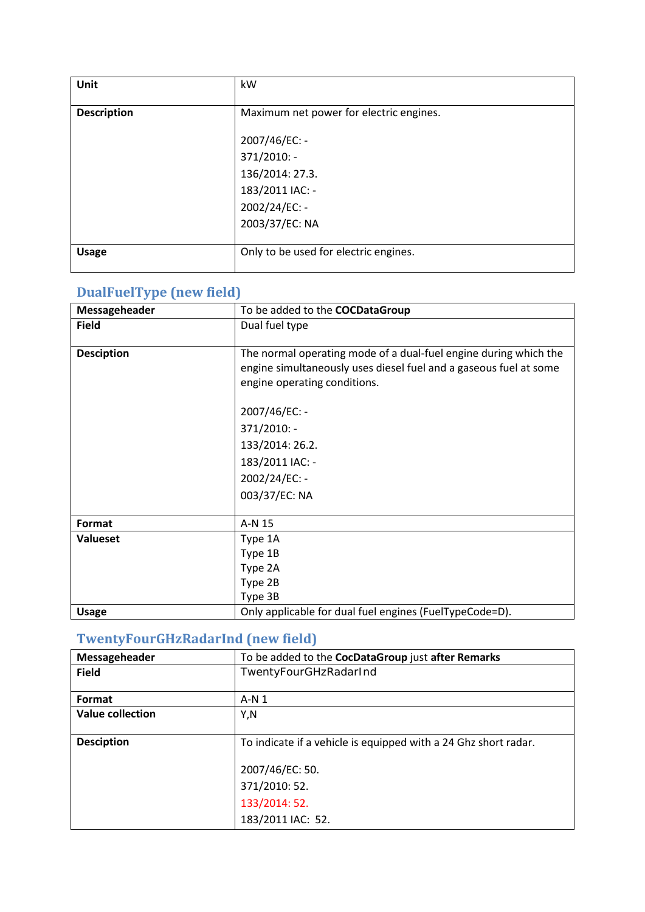| Unit | kW |
|---|---|
| Description | Maximum net power for electric engines.<br><br>2007/46/EC: -<br>371/2010: -<br>136/2014: 27.3.<br>183/2011 IAC: -<br>2002/24/EC: -<br>2003/37/EC: NA |
| Usage | Only to be used for electric engines. |

## DualFuelType (new field)

| Messageheader | To be added to the **COCDataGroup** |
|---|---|
| Field | Dual fuel type |
| Desciption | The normal operating mode of a dual-fuel engine during which the engine simultaneously uses diesel fuel and a gaseous fuel at some engine operating conditions.<br><br>2007/46/EC: -<br>371/2010: -<br>133/2014: 26.2.<br>183/2011 IAC: -<br>2002/24/EC: -<br>003/37/EC: NA |
| Format | A-N 15 |
| Valueset | Type 1A<br>Type 1B<br>Type 2A<br>Type 2B<br>Type 3B |
| Usage | Only applicable for dual fuel engines (FuelTypeCode=D). |

## TwentyFourGHzRadarInd (new field)

| Messageheader | To be added to the **CocDataGroup** just **after Remarks** |
|---|---|
| Field | TwentyFourGHzRadarInd |
| Format | A-N 1 |
| Value collection | Y,N |
| Desciption | To indicate if a vehicle is equipped with a 24 Ghz short radar.<br><br>2007/46/EC: 50.<br>371/2010: 52.<br>133/2014: 52.<br>183/2011 IAC: 52. |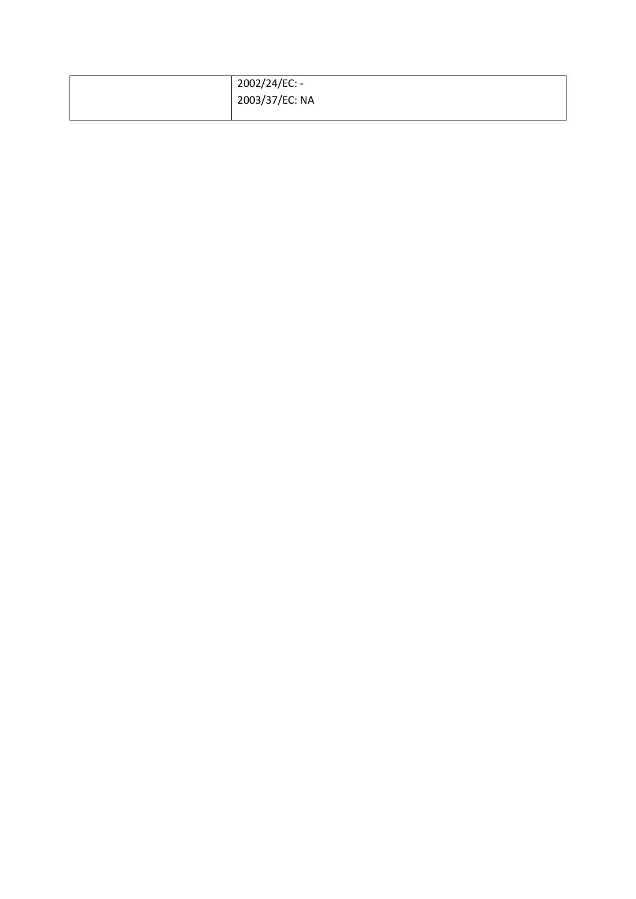| | |
|---|---|
| | 2002/24/EC: -<br>2003/37/EC: NA |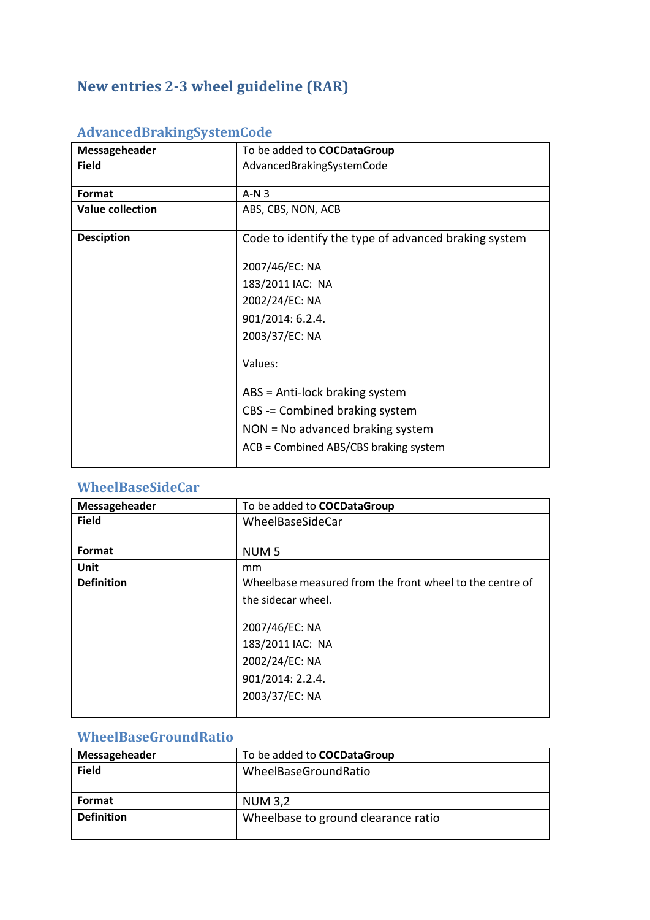# New entries 2-3 wheel guideline (RAR)

## AdvancedBrakingSystemCode

| **Messageheader** | To be added to **COCDataGroup** |
|---|---|
| **Field** | AdvancedBrakingSystemCode |
| **Format** | A-N 3 |
| **Value collection** | ABS, CBS, NON, ACB |
| **Desciption** | Code to identify the type of advanced braking system<br><br>2007/46/EC: NA<br>183/2011 IAC: NA<br>2002/24/EC: NA<br>901/2014: 6.2.4.<br>2003/37/EC: NA<br><br>Values:<br><br>ABS = Anti-lock braking system<br>CBS -= Combined braking system<br>NON = No advanced braking system<br>ACB = Combined ABS/CBS braking system |

## WheelBaseSideCar

| **Messageheader** | To be added to **COCDataGroup** |
|---|---|
| **Field** | WheelBaseSideCar |
| **Format** | NUM 5 |
| **Unit** | mm |
| **Definition** | Wheelbase measured from the front wheel to the centre of the sidecar wheel.<br><br>2007/46/EC: NA<br>183/2011 IAC: NA<br>2002/24/EC: NA<br>901/2014: 2.2.4.<br>2003/37/EC: NA |

## WheelBaseGroundRatio

| **Messageheader** | To be added to **COCDataGroup** |
|---|---|
| **Field** | WheelBaseGroundRatio |
| **Format** | NUM 3,2 |
| **Definition** | Wheelbase to ground clearance ratio |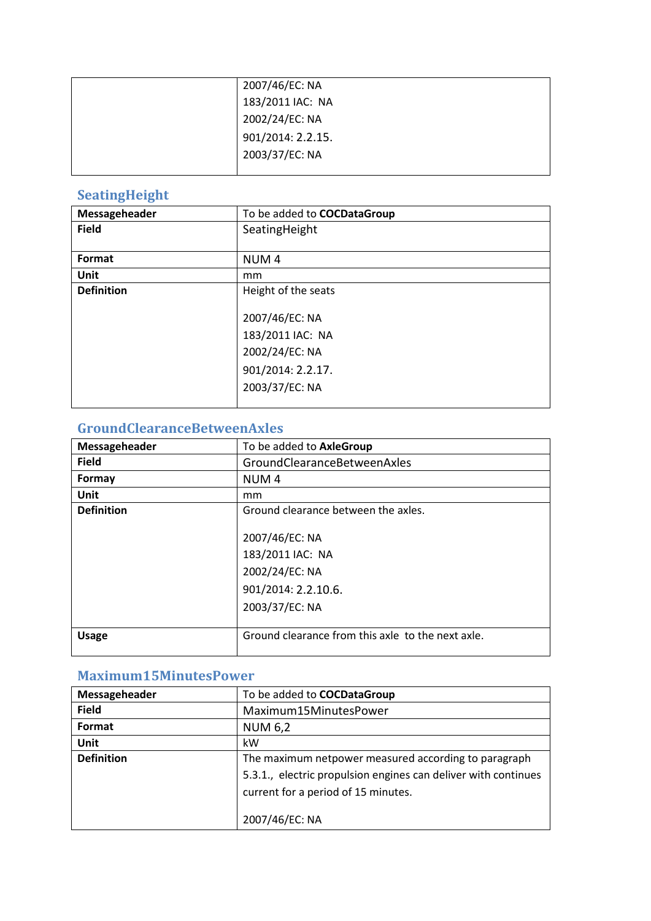| | |
|---|---|
| | 2007/46/EC: NA<br>183/2011 IAC: NA<br>2002/24/EC: NA<br>901/2014: 2.2.15.<br>2003/37/EC: NA |

## SeatingHeight

| | |
|---|---|
| **Messageheader** | To be added to **COCDataGroup** |
| **Field** | SeatingHeight |
| **Format** | NUM 4 |
| **Unit** | mm |
| **Definition** | Height of the seats<br><br>2007/46/EC: NA<br>183/2011 IAC: NA<br>2002/24/EC: NA<br>901/2014: 2.2.17.<br>2003/37/EC: NA |

## GroundClearanceBetweenAxles

| | |
|---|---|
| **Messageheader** | To be added to **AxleGroup** |
| **Field** | GroundClearanceBetweenAxles |
| **Formay** | NUM 4 |
| **Unit** | mm |
| **Definition** | Ground clearance between the axles.<br><br>2007/46/EC: NA<br>183/2011 IAC: NA<br>2002/24/EC: NA<br>901/2014: 2.2.10.6.<br>2003/37/EC: NA |
| **Usage** | Ground clearance from this axle to the next axle. |

## Maximum15MinutesPower

| | |
|---|---|
| **Messageheader** | To be added to **COCDataGroup** |
| **Field** | Maximum15MinutesPower |
| **Format** | NUM 6,2 |
| **Unit** | kW |
| **Definition** | The maximum netpower measured according to paragraph 5.3.1., electric propulsion engines can deliver with continues current for a period of 15 minutes.<br><br>2007/46/EC: NA |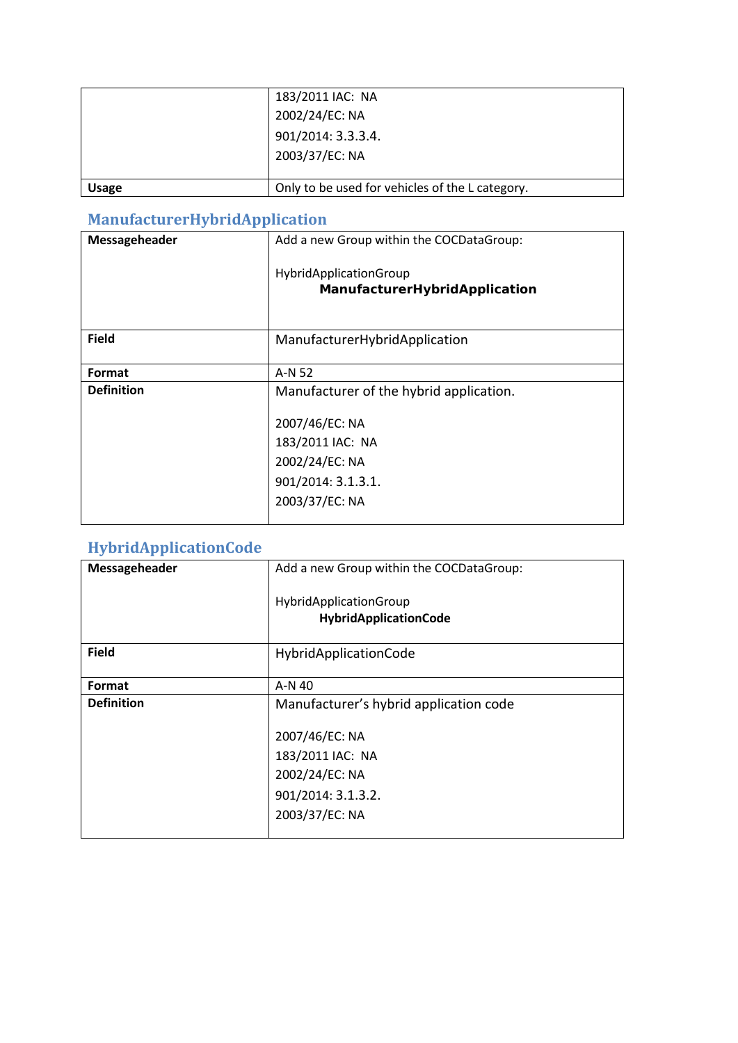| | |
|---|---|
| | 183/2011 IAC: NA<br>2002/24/EC: NA<br>901/2014: 3.3.3.4.<br>2003/37/EC: NA |
| **Usage** | Only to be used for vehicles of the L category. |

## ManufacturerHybridApplication

| | |
|---|---|
| **Messageheader** | Add a new Group within the COCDataGroup:<br><br>HybridApplicationGroup<br>**ManufacturerHybridApplication** |
| **Field** | ManufacturerHybridApplication |
| **Format** | A-N 52 |
| **Definition** | Manufacturer of the hybrid application.<br><br>2007/46/EC: NA<br>183/2011 IAC: NA<br>2002/24/EC: NA<br>901/2014: 3.1.3.1.<br>2003/37/EC: NA |

## HybridApplicationCode

| | |
|---|---|
| **Messageheader** | Add a new Group within the COCDataGroup:<br><br>HybridApplicationGroup<br>**HybridApplicationCode** |
| **Field** | HybridApplicationCode |
| **Format** | A-N 40 |
| **Definition** | Manufacturer's hybrid application code<br><br>2007/46/EC: NA<br>183/2011 IAC: NA<br>2002/24/EC: NA<br>901/2014: 3.1.3.2.<br>2003/37/EC: NA |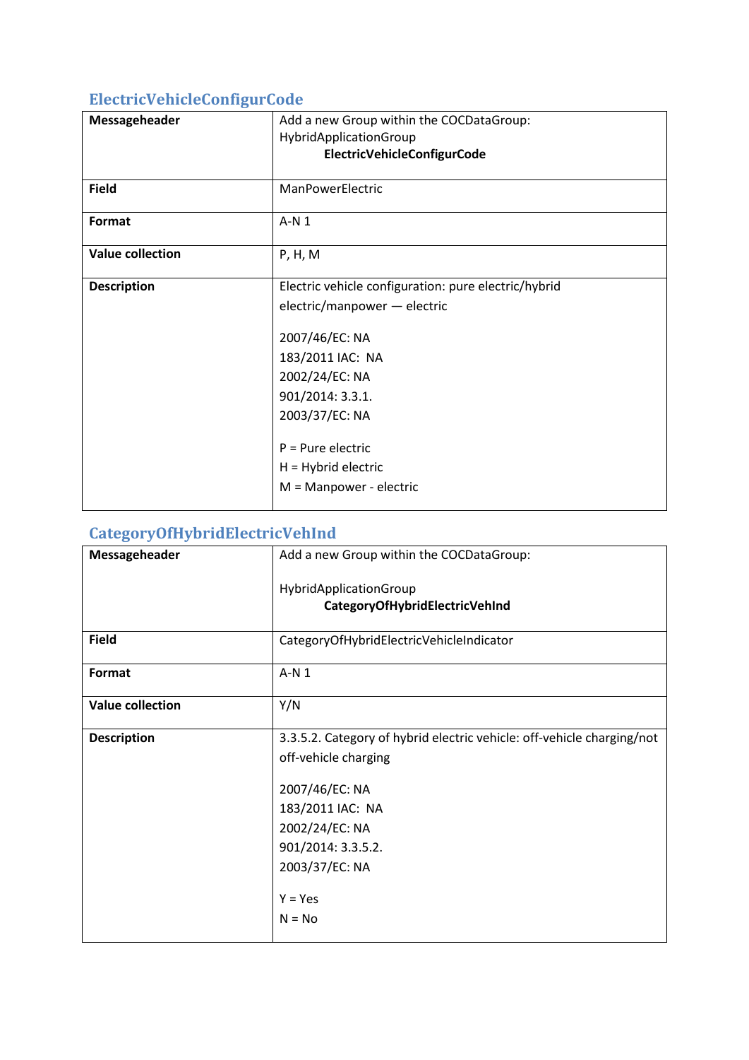## ElectricVehicleConfigurCode

| | |
|---|---|
| **Messageheader** | Add a new Group within the COCDataGroup: HybridApplicationGroup **ElectricVehicleConfigurCode** |
| **Field** | ManPowerElectric |
| **Format** | A-N 1 |
| **Value collection** | P, H, M |
| **Description** | Electric vehicle configuration: pure electric/hybrid electric/manpower — electric<br><br>2007/46/EC: NA<br>183/2011 IAC: NA<br>2002/24/EC: NA<br>901/2014: 3.3.1.<br>2003/37/EC: NA<br><br>P = Pure electric<br>H = Hybrid electric<br>M = Manpower - electric |

## CategoryOfHybridElectricVehInd

| | |
|---|---|
| **Messageheader** | Add a new Group within the COCDataGroup:<br><br>HybridApplicationGroup **CategoryOfHybridElectricVehInd** |
| **Field** | CategoryOfHybridElectricVehicleIndicator |
| **Format** | A-N 1 |
| **Value collection** | Y/N |
| **Description** | 3.3.5.2. Category of hybrid electric vehicle: off-vehicle charging/not off-vehicle charging<br><br>2007/46/EC: NA<br>183/2011 IAC: NA<br>2002/24/EC: NA<br>901/2014: 3.3.5.2.<br>2003/37/EC: NA<br><br>Y = Yes<br>N = No |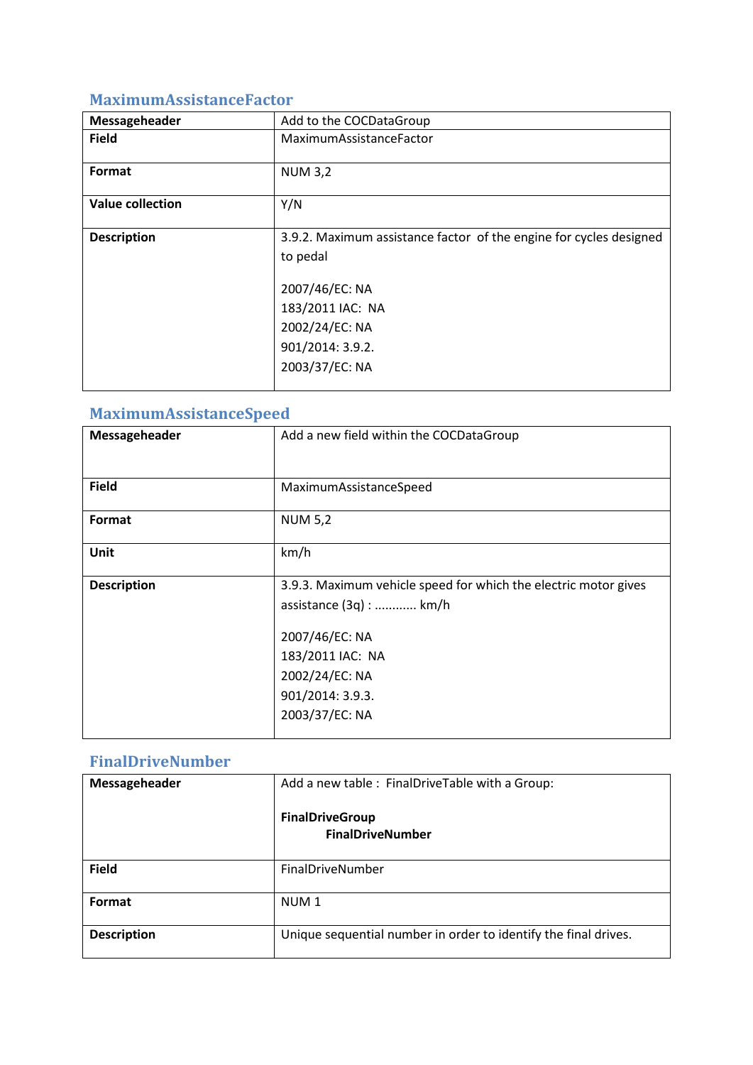### MaximumAssistanceFactor

| Messageheader | Add to the COCDataGroup |
|---|---|
| **Field** | MaximumAssistanceFactor |
| **Format** | NUM 3,2 |
| **Value collection** | Y/N |
| **Description** | 3.9.2. Maximum assistance factor of the engine for cycles designed to pedal<br><br>2007/46/EC: NA<br>183/2011 IAC: NA<br>2002/24/EC: NA<br>901/2014: 3.9.2.<br>2003/37/EC: NA |

### MaximumAssistanceSpeed

| Messageheader | Add a new field within the COCDataGroup |
|---|---|
| **Field** | MaximumAssistanceSpeed |
| **Format** | NUM 5,2 |
| **Unit** | km/h |
| **Description** | 3.9.3. Maximum vehicle speed for which the electric motor gives assistance (3q) : ............ km/h<br><br>2007/46/EC: NA<br>183/2011 IAC: NA<br>2002/24/EC: NA<br>901/2014: 3.9.3.<br>2003/37/EC: NA |

### FinalDriveNumber

| Messageheader | Add a new table : FinalDriveTable with a Group:<br><br>**FinalDriveGroup**<br>**FinalDriveNumber** |
|---|---|
| **Field** | FinalDriveNumber |
| **Format** | NUM 1 |
| **Description** | Unique sequential number in order to identify the final drives. |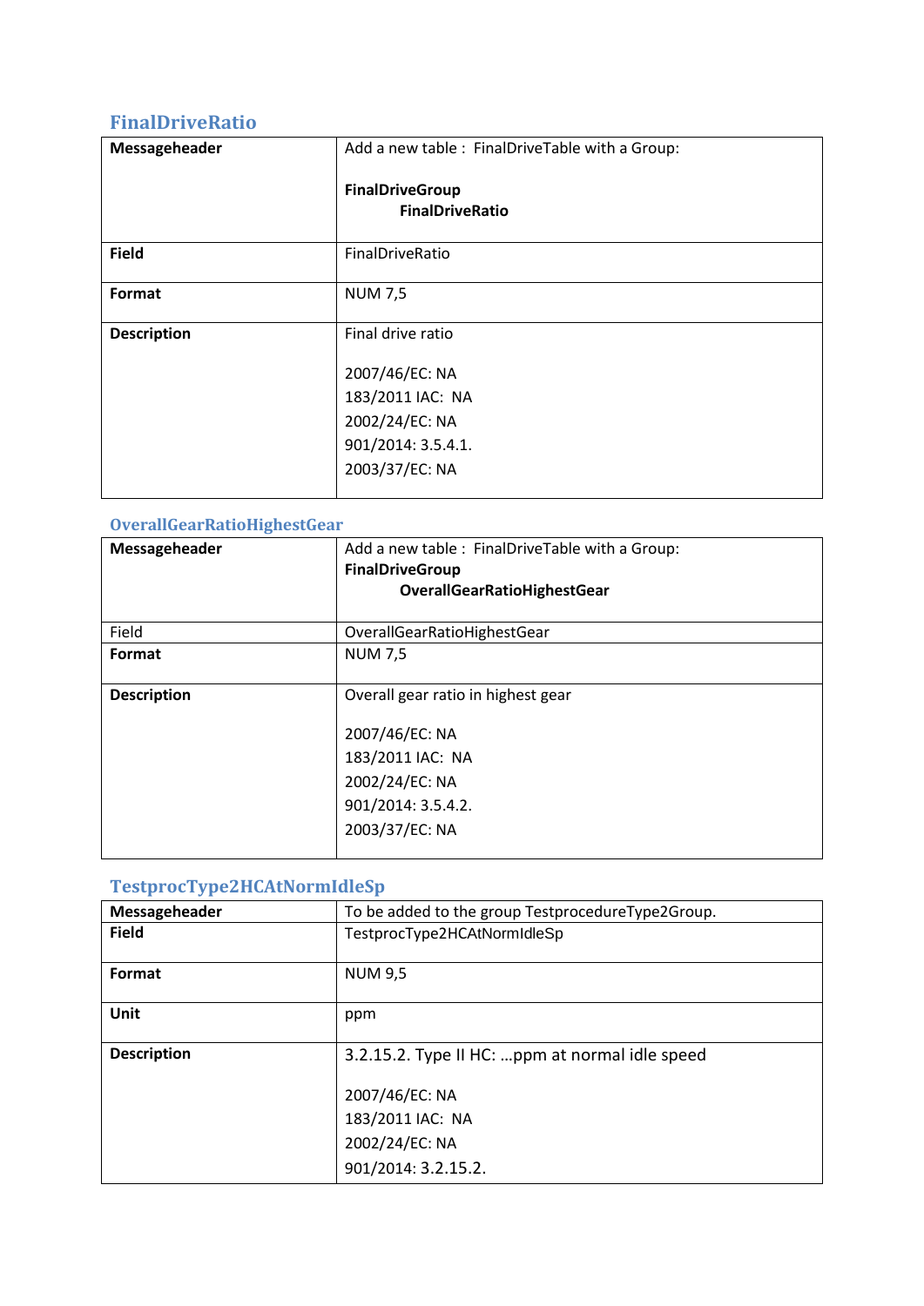## FinalDriveRatio

| **Messageheader** | Add a new table : FinalDriveTable with a Group:<br><br>**FinalDriveGroup**<br>**FinalDriveRatio** |
|---|---|
| **Field** | FinalDriveRatio |
| **Format** | NUM 7,5 |
| **Description** | Final drive ratio<br><br>2007/46/EC: NA<br>183/2011 IAC: NA<br>2002/24/EC: NA<br>901/2014: 3.5.4.1.<br>2003/37/EC: NA |

## OverallGearRatioHighestGear

| **Messageheader** | Add a new table : FinalDriveTable with a Group:<br>**FinalDriveGroup**<br>**OverallGearRatioHighestGear** |
|---|---|
| Field | OverallGearRatioHighestGear |
| **Format** | NUM 7,5 |
| **Description** | Overall gear ratio in highest gear<br><br>2007/46/EC: NA<br>183/2011 IAC: NA<br>2002/24/EC: NA<br>901/2014: 3.5.4.2.<br>2003/37/EC: NA |

## TestprocType2HCAtNormIdleSp

| **Messageheader** | To be added to the group TestprocedureType2Group. |
|---|---|
| **Field** | TestprocType2HCAtNormIdleSp |
| **Format** | NUM 9,5 |
| **Unit** | ppm |
| **Description** | 3.2.15.2. Type II HC: …ppm at normal idle speed<br><br>2007/46/EC: NA<br>183/2011 IAC: NA<br>2002/24/EC: NA<br>901/2014: 3.2.15.2. |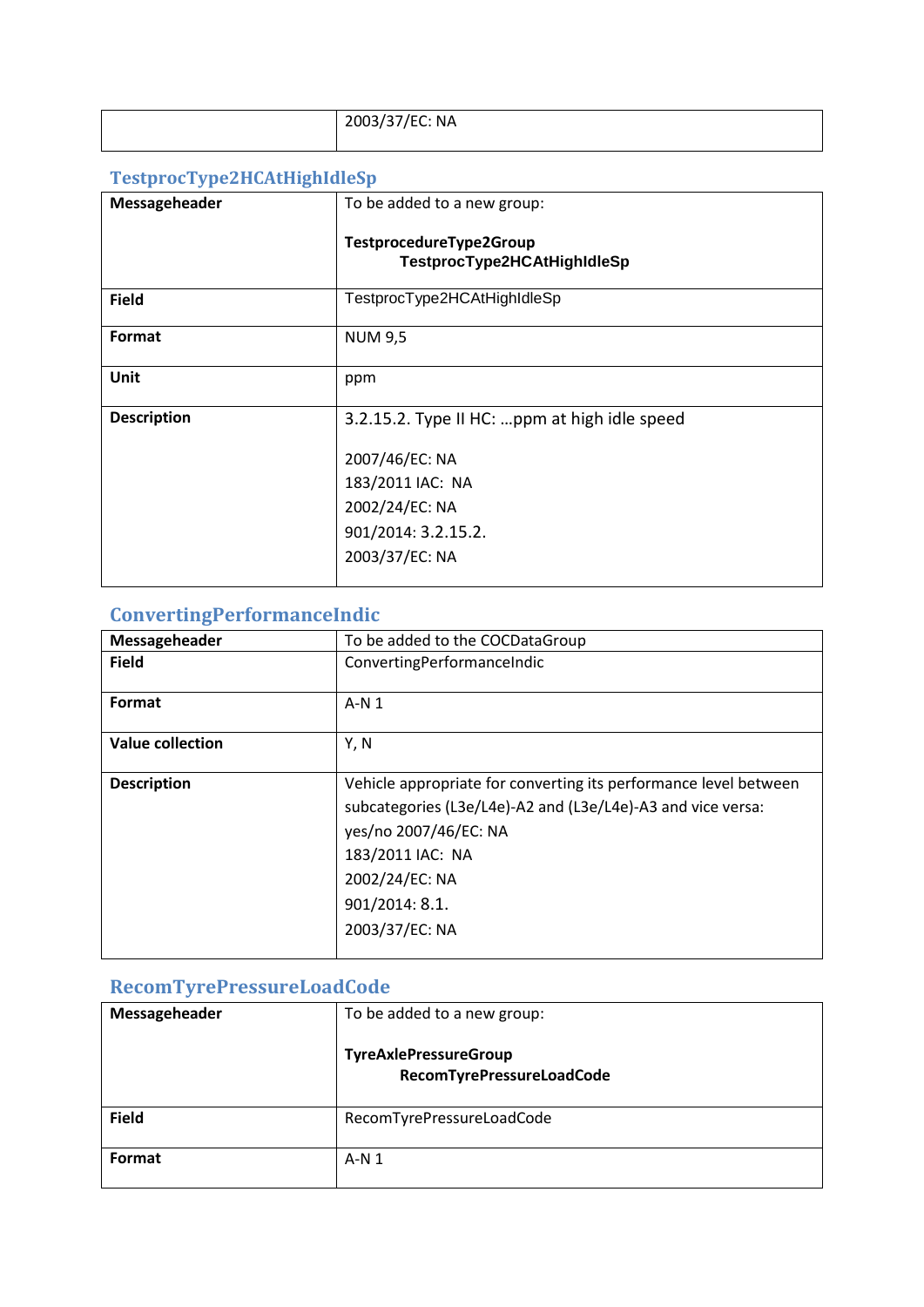| | |
|---|---|
| | 2003/37/EC: NA |

### TestprocType2HCAtHighIdleSp

| | |
|---|---|
| **Messageheader** | To be added to a new group:<br><br>**TestprocedureType2Group**<br>&nbsp;&nbsp;&nbsp;&nbsp;&nbsp;&nbsp;&nbsp;&nbsp;**TestprocType2HCAtHighIdleSp** |
| **Field** | TestprocType2HCAtHighIdleSp |
| **Format** | NUM 9,5 |
| **Unit** | ppm |
| **Description** | 3.2.15.2. Type II HC: …ppm at high idle speed<br><br>2007/46/EC: NA<br>183/2011 IAC: NA<br>2002/24/EC: NA<br>901/2014: 3.2.15.2.<br>2003/37/EC: NA |

### ConvertingPerformanceIndic

| | |
|---|---|
| **Messageheader** | To be added to the COCDataGroup |
| **Field** | ConvertingPerformanceIndic |
| **Format** | A-N 1 |
| **Value collection** | Y, N |
| **Description** | Vehicle appropriate for converting its performance level between subcategories (L3e/L4e)-A2 and (L3e/L4e)-A3 and vice versa: yes/no 2007/46/EC: NA<br>183/2011 IAC: NA<br>2002/24/EC: NA<br>901/2014: 8.1.<br>2003/37/EC: NA |

### RecomTyrePressureLoadCode

| | |
|---|---|
| **Messageheader** | To be added to a new group:<br><br>**TyreAxlePressureGroup**<br>&nbsp;&nbsp;&nbsp;&nbsp;&nbsp;&nbsp;&nbsp;&nbsp;**RecomTyrePressureLoadCode** |
| **Field** | RecomTyrePressureLoadCode |
| **Format** | A-N 1 |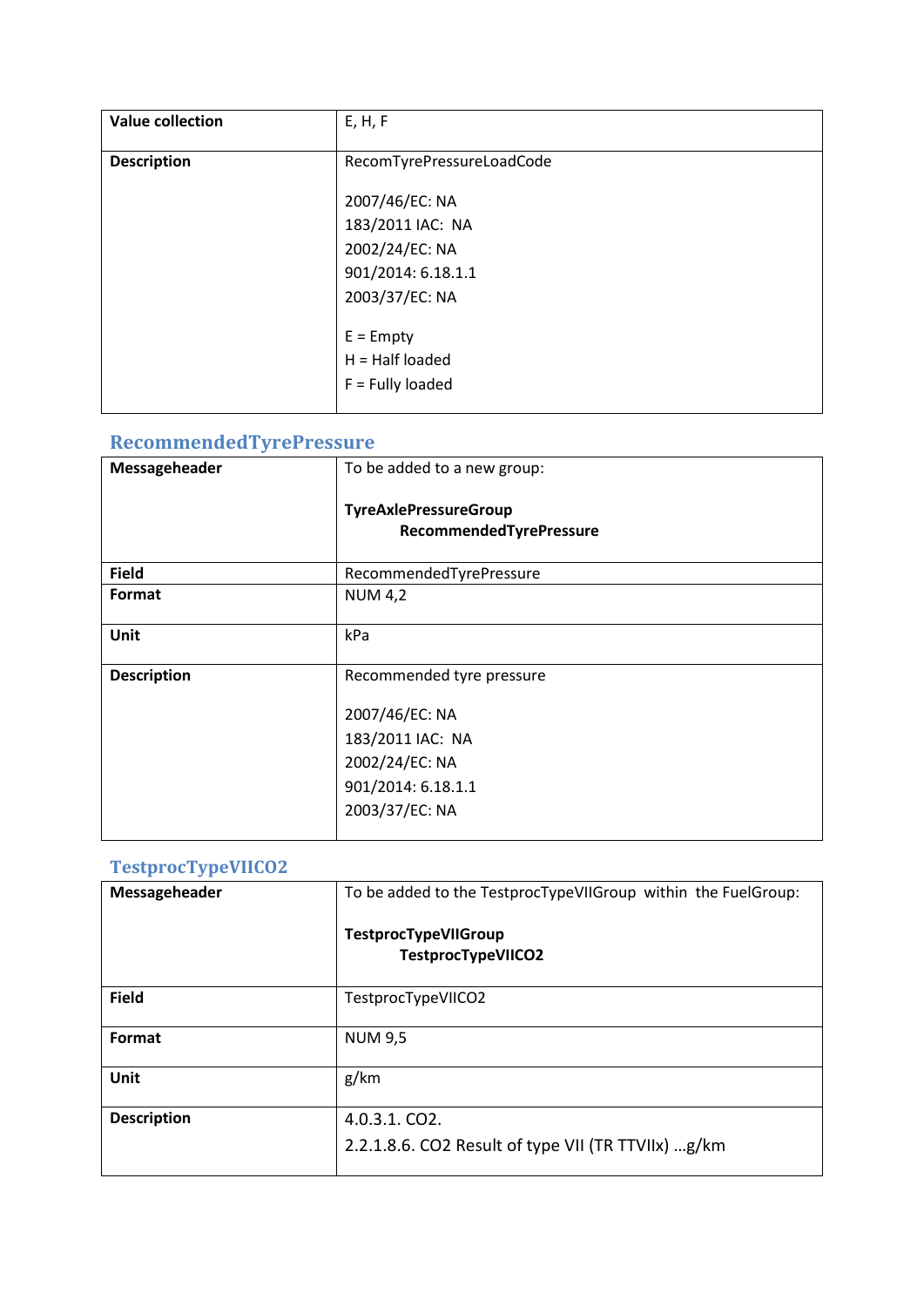| Value collection | E, H, F |
| --- | --- |
| Description | RecomTyrePressureLoadCode<br><br>2007/46/EC: NA<br>183/2011 IAC: NA<br>2002/24/EC: NA<br>901/2014: 6.18.1.1<br>2003/37/EC: NA<br><br>E = Empty<br>H = Half loaded<br>F = Fully loaded |

## RecommendedTyrePressure

| Messageheader | To be added to a new group:<br><br>**TyreAxlePressureGroup**<br>**RecommendedTyrePressure** |
| --- | --- |
| Field | RecommendedTyrePressure |
| Format | NUM 4,2 |
| Unit | kPa |
| Description | Recommended tyre pressure<br><br>2007/46/EC: NA<br>183/2011 IAC: NA<br>2002/24/EC: NA<br>901/2014: 6.18.1.1<br>2003/37/EC: NA |

## TestprocTypeVIICO2

| Messageheader | To be added to the TestprocTypeVIIGroup within the FuelGroup:<br><br>**TestprocTypeVIIGroup**<br>**TestprocTypeVIICO2** |
| --- | --- |
| Field | TestprocTypeVIICO2 |
| Format | NUM 9,5 |
| Unit | g/km |
| Description | 4.0.3.1. $CO_2$.<br>2.2.1.8.6. $CO_2$ Result of type VII (TR TTVIIx) …g/km |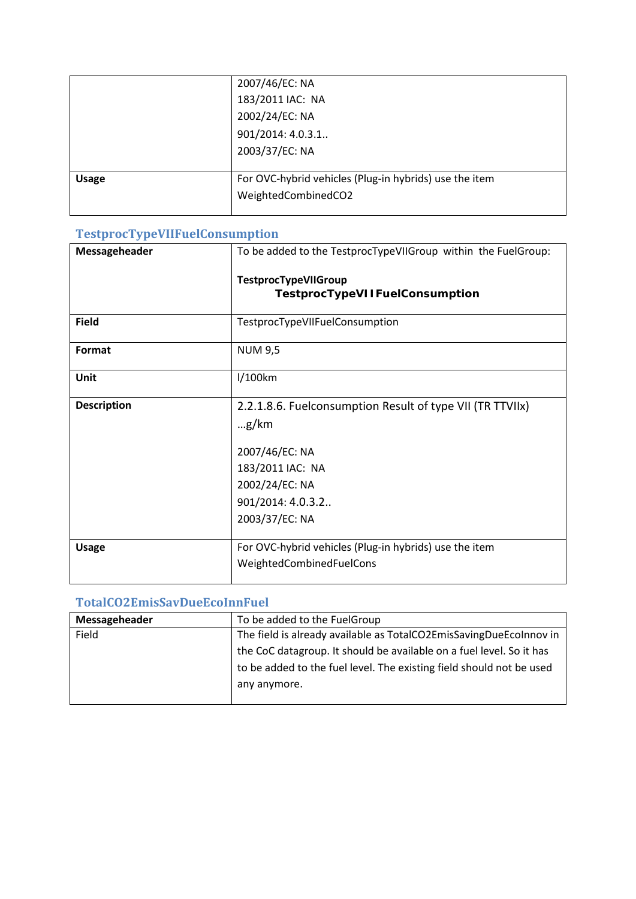| | |
|---|---|
| | 2007/46/EC: NA<br>183/2011 IAC: NA<br>2002/24/EC: NA<br>901/2014: 4.0.3.1..<br>2003/37/EC: NA |
| **Usage** | For OVC-hybrid vehicles (Plug-in hybrids) use the item WeightedCombinedCO2 |

## TestprocTypeVIIFuelConsumption

| | |
|---|---|
| **Messageheader** | To be added to the TestprocTypeVIIGroup within the FuelGroup:<br><br>**TestprocTypeVIIGroup**<br>**TestprocTypeVIIFuelConsumption** |
| **Field** | TestprocTypeVIIFuelConsumption |
| **Format** | NUM 9,5 |
| **Unit** | l/100km |
| **Description** | 2.2.1.8.6. Fuelconsumption Result of type VII (TR TTVIIx) …g/km<br><br>2007/46/EC: NA<br>183/2011 IAC: NA<br>2002/24/EC: NA<br>901/2014: 4.0.3.2..<br>2003/37/EC: NA |
| **Usage** | For OVC-hybrid vehicles (Plug-in hybrids) use the item WeightedCombinedFuelCons |

## TotalCO2EmisSavDueEcoInnFuel

| **Messageheader** | To be added to the FuelGroup |
|---|---|
| Field | The field is already available as TotalCO2EmisSavingDueEcoInnov in the CoC datagroup. It should be available on a fuel level. So it has to be added to the fuel level. The existing field should not be used any anymore. |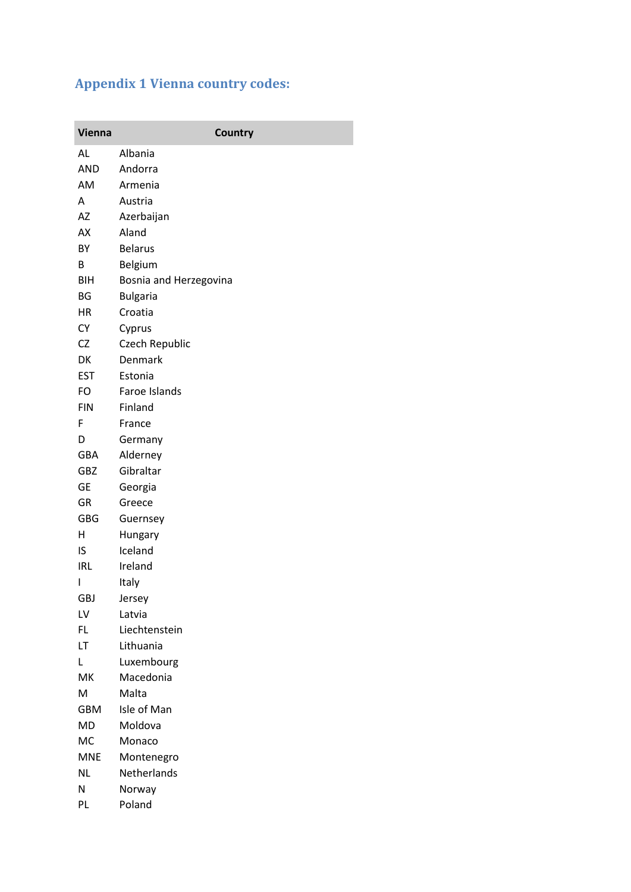## Appendix 1 Vienna country codes:

| Vienna | Country |
|---|---|
| AL | Albania |
| AND | Andorra |
| AM | Armenia |
| A | Austria |
| AZ | Azerbaijan |
| AX | Aland |
| BY | Belarus |
| B | Belgium |
| BIH | Bosnia and Herzegovina |
| BG | Bulgaria |
| HR | Croatia |
| CY | Cyprus |
| CZ | Czech Republic |
| DK | Denmark |
| EST | Estonia |
| FO | Faroe Islands |
| FIN | Finland |
| F | France |
| D | Germany |
| GBA | Alderney |
| GBZ | Gibraltar |
| GE | Georgia |
| GR | Greece |
| GBG | Guernsey |
| H | Hungary |
| IS | Iceland |
| IRL | Ireland |
| I | Italy |
| GBJ | Jersey |
| LV | Latvia |
| FL | Liechtenstein |
| LT | Lithuania |
| L | Luxembourg |
| MK | Macedonia |
| M | Malta |
| GBM | Isle of Man |
| MD | Moldova |
| MC | Monaco |
| MNE | Montenegro |
| NL | Netherlands |
| N | Norway |
| PL | Poland |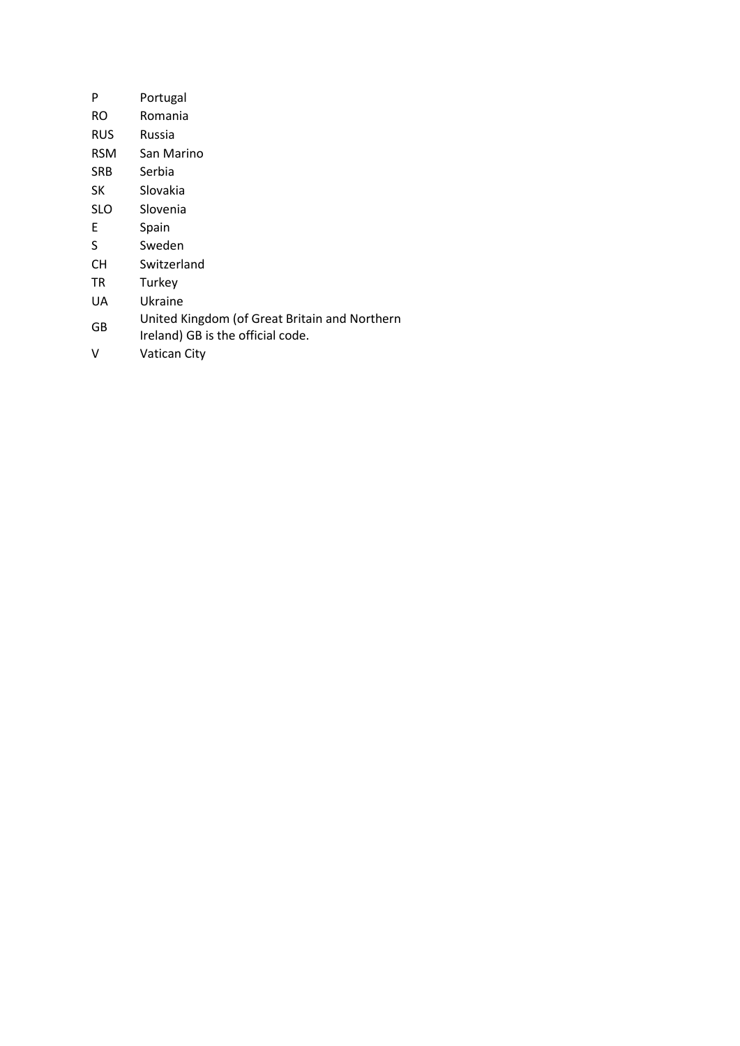| | |
|---|---|
| P | Portugal |
| RO | Romania |
| RUS | Russia |
| RSM | San Marino |
| SRB | Serbia |
| SK | Slovakia |
| SLO | Slovenia |
| E | Spain |
| S | Sweden |
| CH | Switzerland |
| TR | Turkey |
| UA | Ukraine |
| GB | United Kingdom (of Great Britain and Northern Ireland) GB is the official code. |
| V | Vatican City |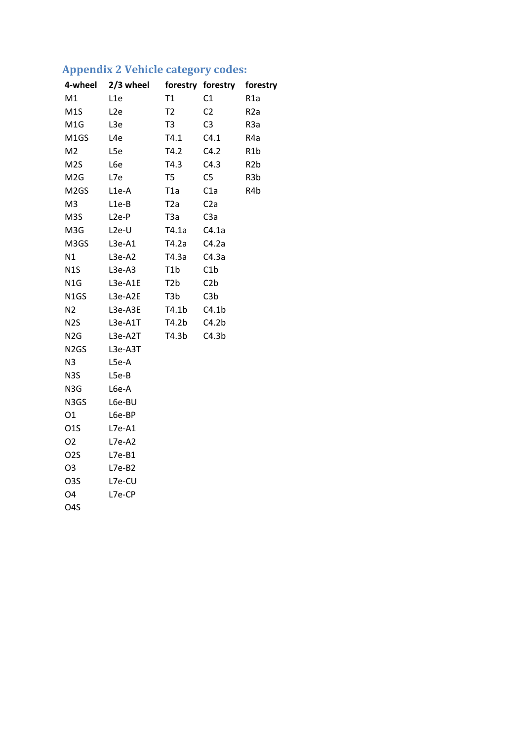## Appendix 2 Vehicle category codes:

| 4-wheel | 2/3 wheel | forestry | forestry | forestry |
|---|---|---|---|---|
| M1 | L1e | T1 | C1 | R1a |
| M1S | L2e | T2 | C2 | R2a |
| M1G | L3e | T3 | C3 | R3a |
| M1GS | L4e | T4.1 | C4.1 | R4a |
| M2 | L5e | T4.2 | C4.2 | R1b |
| M2S | L6e | T4.3 | C4.3 | R2b |
| M2G | L7e | T5 | C5 | R3b |
| M2GS | L1e-A | T1a | C1a | R4b |
| M3 | L1e-B | T2a | C2a | |
| M3S | L2e-P | T3a | C3a | |
| M3G | L2e-U | T4.1a | C4.1a | |
| M3GS | L3e-A1 | T4.2a | C4.2a | |
| N1 | L3e-A2 | T4.3a | C4.3a | |
| N1S | L3e-A3 | T1b | C1b | |
| N1G | L3e-A1E | T2b | C2b | |
| N1GS | L3e-A2E | T3b | C3b | |
| N2 | L3e-A3E | T4.1b | C4.1b | |
| N2S | L3e-A1T | T4.2b | C4.2b | |
| N2G | L3e-A2T | T4.3b | C4.3b | |
| N2GS | L3e-A3T | | | |
| N3 | L5e-A | | | |
| N3S | L5e-B | | | |
| N3G | L6e-A | | | |
| N3GS | L6e-BU | | | |
| O1 | L6e-BP | | | |
| O1S | L7e-A1 | | | |
| O2 | L7e-A2 | | | |
| O2S | L7e-B1 | | | |
| O3 | L7e-B2 | | | |
| O3S | L7e-CU | | | |
| O4 | L7e-CP | | | |
| O4S | | | | |